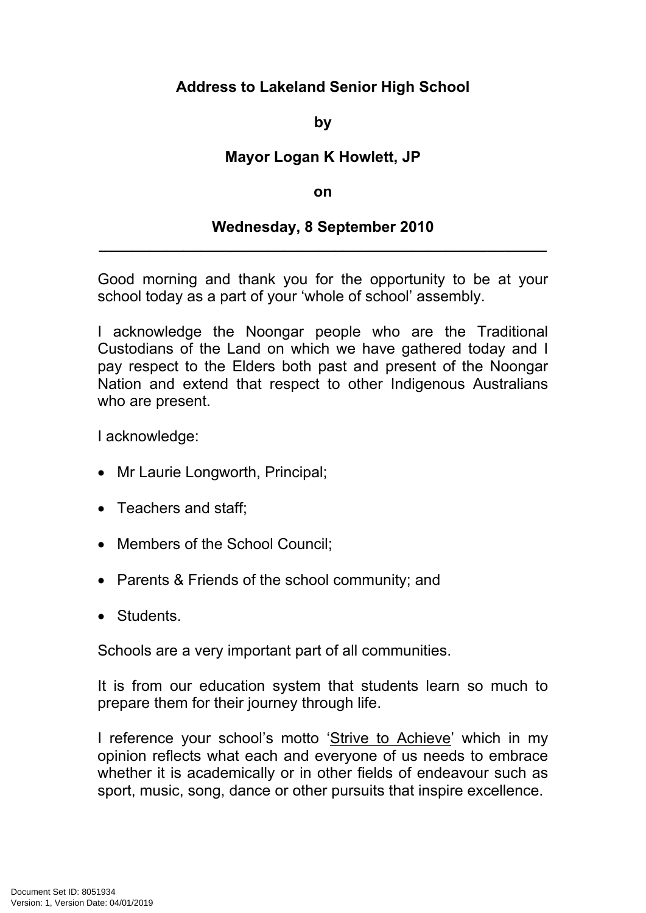**Address to Lakeland Senior High School**

**by**

**Mayor Logan K Howlett, JP**

**on**

**Wednesday, 8 September 2010**

---

Good morning and thank you for the opportunity to be at your school today as a part of your 'whole of school' assembly.

I acknowledge the Noongar people who are the Traditional Custodians of the Land on which we have gathered today and I pay respect to the Elders both past and present of the Noongar Nation and extend that respect to other Indigenous Australians who are present.

I acknowledge:

- Mr Laurie Longworth, Principal;
- Teachers and staff;
- Members of the School Council;
- Parents & Friends of the school community; and
- Students.

Schools are a very important part of all communities.

It is from our education system that students learn so much to prepare them for their journey through life.

I reference your school's motto '<u>Strive to Achieve</u>' which in my opinion reflects what each and everyone of us needs to embrace whether it is academically or in other fields of endeavour such as sport, music, song, dance or other pursuits that inspire excellence.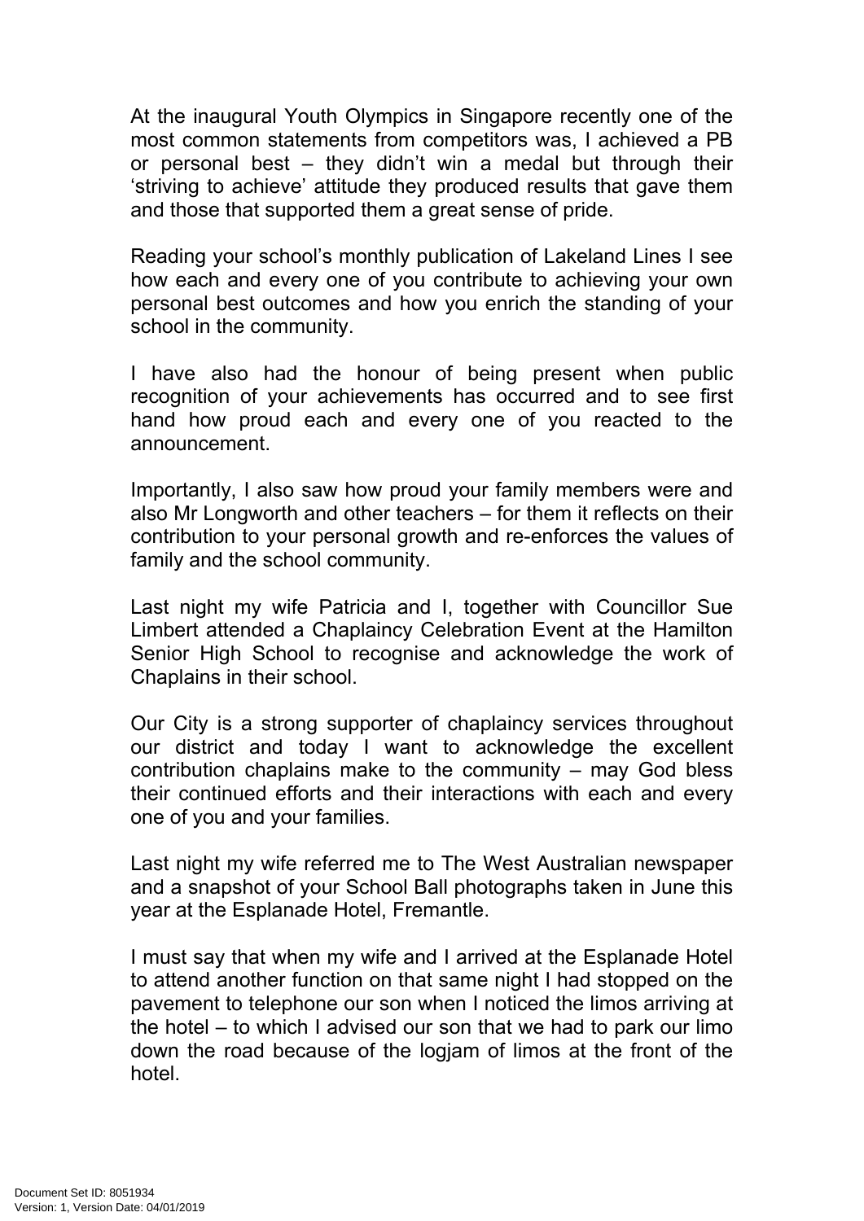At the inaugural Youth Olympics in Singapore recently one of the most common statements from competitors was, I achieved a PB or personal best – they didn't win a medal but through their 'striving to achieve' attitude they produced results that gave them and those that supported them a great sense of pride.

Reading your school's monthly publication of Lakeland Lines I see how each and every one of you contribute to achieving your own personal best outcomes and how you enrich the standing of your school in the community.

I have also had the honour of being present when public recognition of your achievements has occurred and to see first hand how proud each and every one of you reacted to the announcement.

Importantly, I also saw how proud your family members were and also Mr Longworth and other teachers – for them it reflects on their contribution to your personal growth and re-enforces the values of family and the school community.

Last night my wife Patricia and I, together with Councillor Sue Limbert attended a Chaplaincy Celebration Event at the Hamilton Senior High School to recognise and acknowledge the work of Chaplains in their school.

Our City is a strong supporter of chaplaincy services throughout our district and today I want to acknowledge the excellent contribution chaplains make to the community – may God bless their continued efforts and their interactions with each and every one of you and your families.

Last night my wife referred me to The West Australian newspaper and a snapshot of your School Ball photographs taken in June this year at the Esplanade Hotel, Fremantle.

I must say that when my wife and I arrived at the Esplanade Hotel to attend another function on that same night I had stopped on the pavement to telephone our son when I noticed the limos arriving at the hotel – to which I advised our son that we had to park our limo down the road because of the logjam of limos at the front of the hotel.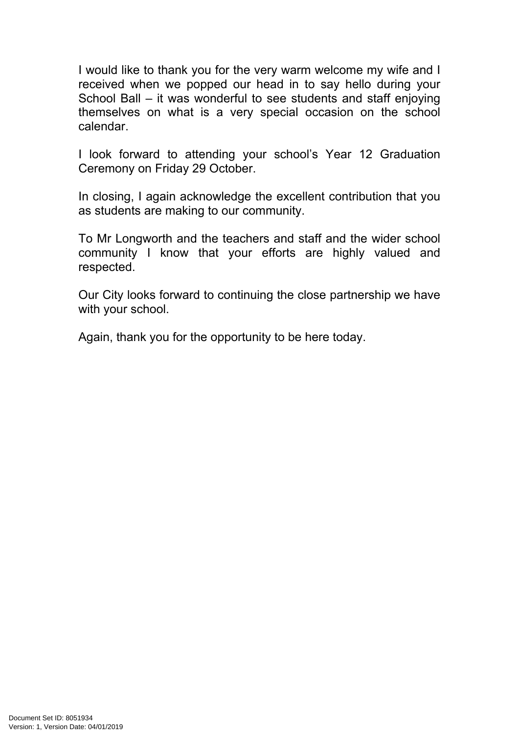I would like to thank you for the very warm welcome my wife and I received when we popped our head in to say hello during your School Ball – it was wonderful to see students and staff enjoying themselves on what is a very special occasion on the school calendar.

I look forward to attending your school's Year 12 Graduation Ceremony on Friday 29 October.

In closing, I again acknowledge the excellent contribution that you as students are making to our community.

To Mr Longworth and the teachers and staff and the wider school community I know that your efforts are highly valued and respected.

Our City looks forward to continuing the close partnership we have with your school.

Again, thank you for the opportunity to be here today.